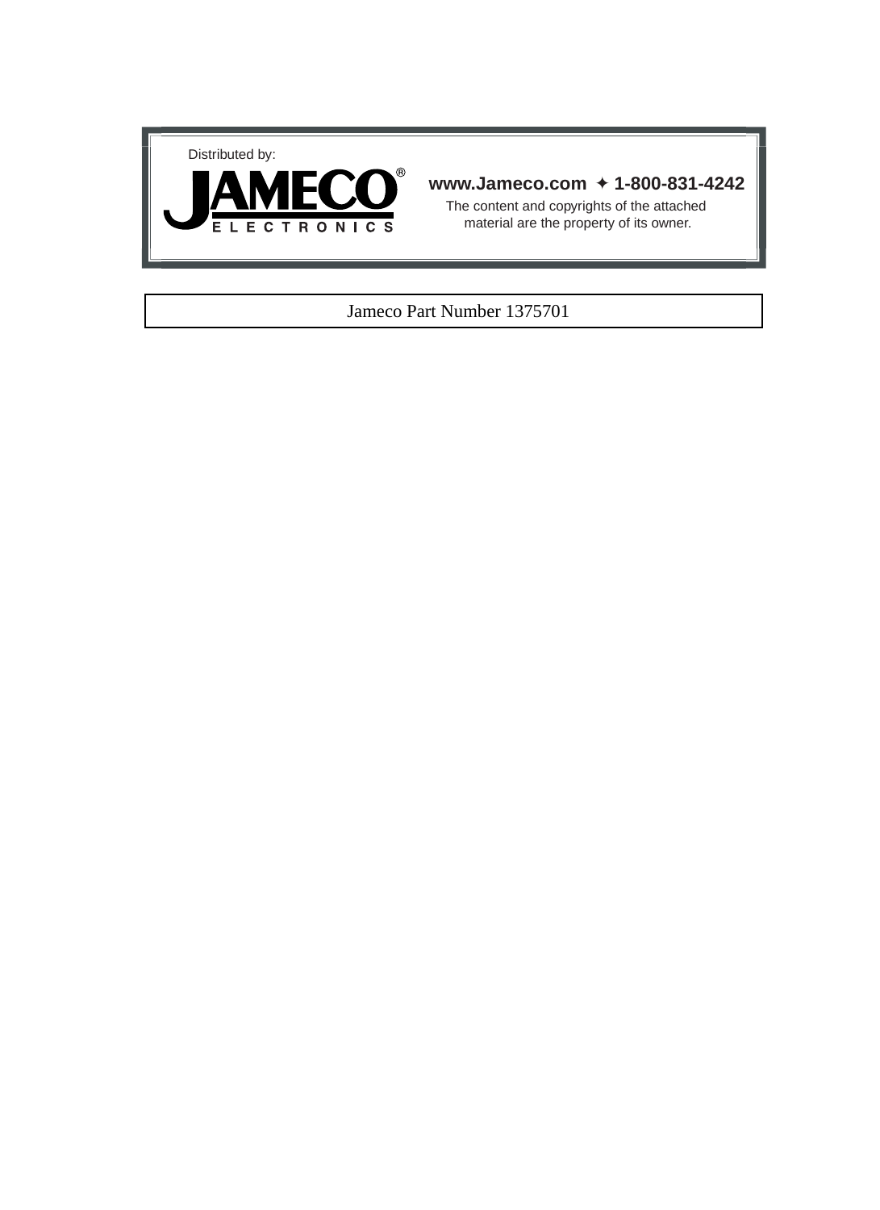Distributed by:

**JAMECO® ELECTRONICS**

**www.Jameco.com ✦ 1-800-831-4242**

The content and copyrights of the attached material are the property of its owner.

Jameco Part Number 1375701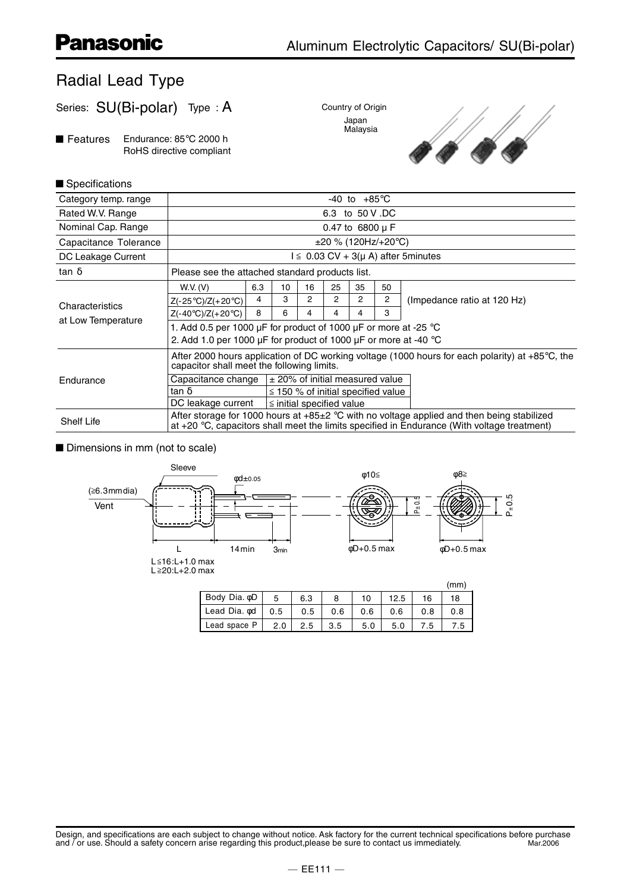# Panasonic

## Aluminum Electrolytic Capacitors/ SU(Bi-polar)

# Radial Lead Type

Series: SU(Bi-polar) Type : A

Country of Origin
Japan
Malaysia

■ Features Endurance: 85°C 2000 h
RoHS directive compliant

■ Specifications

| Category temp. range | -40 to +85°C | | | | | | | |
|---|---|---|---|---|---|---|---|---|
| Rated W.V. Range | 6.3 to 50 V .DC | | | | | | | |
| Nominal Cap. Range | 0.47 to 6800 μ F | | | | | | | |
| Capacitance Tolerance | ±20 % (120Hz/+20°C) | | | | | | | |
| DC Leakage Current | I ≦ 0.03 CV + 3(μ A) after 5minutes | | | | | | | |
| tan δ | Please see the attached standard products list. | | | | | | | |
| Characteristics at Low Temperature | W.V. (V) | 6.3 | 10 | 16 | 25 | 35 | 50 | (Impedance ratio at 120 Hz) |
| | Z(-25°C)/Z(+20°C) | 4 | 3 | 2 | 2 | 2 | 2 | |
| | Z(-40°C)/Z(+20°C) | 8 | 6 | 4 | 4 | 4 | 3 | |
| | 1. Add 0.5 per 1000 μF for product of 1000 μF or more at -25 °C<br>2. Add 1.0 per 1000 μF for product of 1000 μF or more at -40 °C | | | | | | | |
| Endurance | After 2000 hours application of DC working voltage (1000 hours for each polarity) at +85°C, the capacitor shall meet the following limits. | | | | | | | |
| | Capacitance change | ± 20% of initial measured value | | | | | | |
| | tan δ | ≦ 150 % of initial specified value | | | | | | |
| | DC leakage current | ≦ initial specified value | | | | | | |
| Shelf Life | After storage for 1000 hours at +85±2 °C with no voltage applied and then being stabilized at +20 °C, capacitors shall meet the limits specified in Endurance (With voltage treatment) | | | | | | | |

■ Dimensions in mm (not to scale)

Sleeve, (≧6.3mm dia) Vent, φd±0.05, L, 14min, 3min, φ10≦, φ8≧, P±0.5, φD+0.5 max

L≦16:L+1.0 max
L≧20:L+2.0 max

(mm)

| Body Dia. φD | 5 | 6.3 | 8 | 10 | 12.5 | 16 | 18 |
|---|---|---|---|---|---|---|---|
| Lead Dia. φd | 0.5 | 0.5 | 0.6 | 0.6 | 0.6 | 0.8 | 0.8 |
| Lead space P | 2.0 | 2.5 | 3.5 | 5.0 | 5.0 | 7.5 | 7.5 |

Design, and specifications are each subject to change without notice. Ask factory for the current technical specifications before purchase and / or use. Should a safety concern arise regarding this product,please be sure to contact us immediately. Mar.2006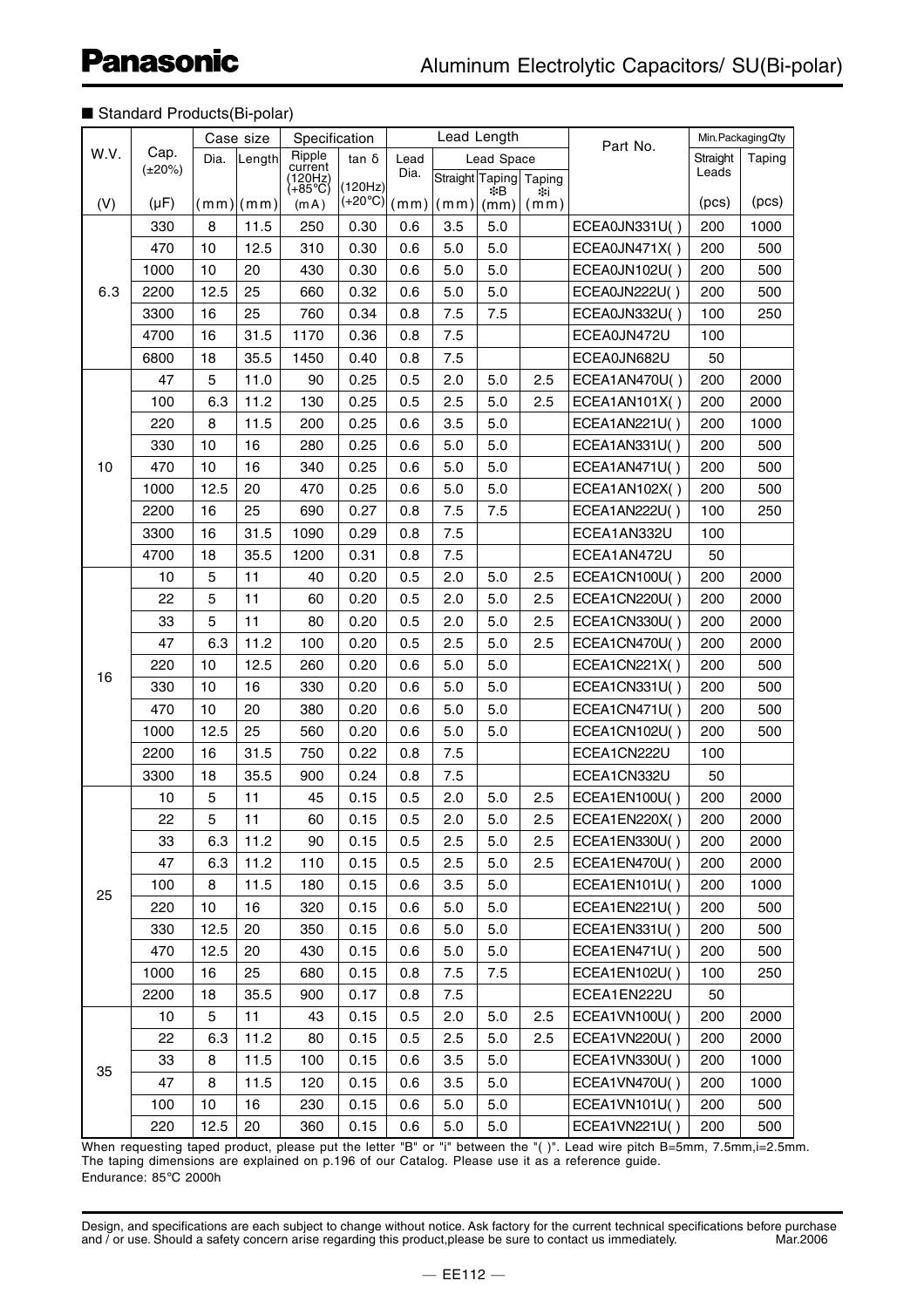■ Standard Products(Bi-polar)

| W.V. | Cap. (±20%) | Case size | | Specification | | Lead Length | | | | Part No. | Min.Packaging Qty | |
|---|---|---|---|---|---|---|---|---|---|---|---|---|
| | | Dia. | Length | Ripple current (120Hz) (+85℃) | tan δ (120Hz) (+20℃) | Lead Dia. | Lead Space | | | | Straight Leads | Taping |
| | | | | | | | Straight | Taping ※B | Taping ※i | | | |
| (V) | (μF) | (mm) | (mm) | (mA) | | (mm) | (mm) | (mm) | (mm) | | (pcs) | (pcs) |
| 6.3 | 330 | 8 | 11.5 | 250 | 0.30 | 0.6 | 3.5 | 5.0 | | ECEA0JN331U( ) | 200 | 1000 |
| | 470 | 10 | 12.5 | 310 | 0.30 | 0.6 | 5.0 | 5.0 | | ECEA0JN471X( ) | 200 | 500 |
| | 1000 | 10 | 20 | 430 | 0.30 | 0.6 | 5.0 | 5.0 | | ECEA0JN102U( ) | 200 | 500 |
| | 2200 | 12.5 | 25 | 660 | 0.32 | 0.6 | 5.0 | 5.0 | | ECEA0JN222U( ) | 200 | 500 |
| | 3300 | 16 | 25 | 760 | 0.34 | 0.8 | 7.5 | 7.5 | | ECEA0JN332U( ) | 100 | 250 |
| | 4700 | 16 | 31.5 | 1170 | 0.36 | 0.8 | 7.5 | | | ECEA0JN472U | 100 | |
| | 6800 | 18 | 35.5 | 1450 | 0.40 | 0.8 | 7.5 | | | ECEA0JN682U | 50 | |
| 10 | 47 | 5 | 11.0 | 90 | 0.25 | 0.5 | 2.0 | 5.0 | 2.5 | ECEA1AN470U( ) | 200 | 2000 |
| | 100 | 6.3 | 11.2 | 130 | 0.25 | 0.5 | 2.5 | 5.0 | 2.5 | ECEA1AN101X( ) | 200 | 2000 |
| | 220 | 8 | 11.5 | 200 | 0.25 | 0.6 | 3.5 | 5.0 | | ECEA1AN221U( ) | 200 | 1000 |
| | 330 | 10 | 16 | 280 | 0.25 | 0.6 | 5.0 | 5.0 | | ECEA1AN331U( ) | 200 | 500 |
| | 470 | 10 | 16 | 340 | 0.25 | 0.6 | 5.0 | 5.0 | | ECEA1AN471U( ) | 200 | 500 |
| | 1000 | 12.5 | 20 | 470 | 0.25 | 0.6 | 5.0 | 5.0 | | ECEA1AN102X( ) | 200 | 500 |
| | 2200 | 16 | 25 | 690 | 0.27 | 0.8 | 7.5 | 7.5 | | ECEA1AN222U( ) | 100 | 250 |
| | 3300 | 16 | 31.5 | 1090 | 0.29 | 0.8 | 7.5 | | | ECEA1AN332U | 100 | |
| | 4700 | 18 | 35.5 | 1200 | 0.31 | 0.8 | 7.5 | | | ECEA1AN472U | 50 | |
| 16 | 10 | 5 | 11 | 40 | 0.20 | 0.5 | 2.0 | 5.0 | 2.5 | ECEA1CN100U( ) | 200 | 2000 |
| | 22 | 5 | 11 | 60 | 0.20 | 0.5 | 2.0 | 5.0 | 2.5 | ECEA1CN220U( ) | 200 | 2000 |
| | 33 | 5 | 11 | 80 | 0.20 | 0.5 | 2.0 | 5.0 | 2.5 | ECEA1CN330U( ) | 200 | 2000 |
| | 47 | 6.3 | 11.2 | 100 | 0.20 | 0.5 | 2.5 | 5.0 | 2.5 | ECEA1CN470U( ) | 200 | 2000 |
| | 220 | 10 | 12.5 | 260 | 0.20 | 0.6 | 5.0 | 5.0 | | ECEA1CN221X( ) | 200 | 500 |
| | 330 | 10 | 16 | 330 | 0.20 | 0.6 | 5.0 | 5.0 | | ECEA1CN331U( ) | 200 | 500 |
| | 470 | 10 | 20 | 380 | 0.20 | 0.6 | 5.0 | 5.0 | | ECEA1CN471U( ) | 200 | 500 |
| | 1000 | 12.5 | 25 | 560 | 0.20 | 0.6 | 5.0 | 5.0 | | ECEA1CN102U( ) | 200 | 500 |
| | 2200 | 16 | 31.5 | 750 | 0.22 | 0.8 | 7.5 | | | ECEA1CN222U | 100 | |
| | 3300 | 18 | 35.5 | 900 | 0.24 | 0.8 | 7.5 | | | ECEA1CN332U | 50 | |
| 25 | 10 | 5 | 11 | 45 | 0.15 | 0.5 | 2.0 | 5.0 | 2.5 | ECEA1EN100U( ) | 200 | 2000 |
| | 22 | 5 | 11 | 60 | 0.15 | 0.5 | 2.0 | 5.0 | 2.5 | ECEA1EN220X( ) | 200 | 2000 |
| | 33 | 6.3 | 11.2 | 90 | 0.15 | 0.5 | 2.5 | 5.0 | 2.5 | ECEA1EN330U( ) | 200 | 2000 |
| | 47 | 6.3 | 11.2 | 110 | 0.15 | 0.5 | 2.5 | 5.0 | 2.5 | ECEA1EN470U( ) | 200 | 2000 |
| | 100 | 8 | 11.5 | 180 | 0.15 | 0.6 | 3.5 | 5.0 | | ECEA1EN101U( ) | 200 | 1000 |
| | 220 | 10 | 16 | 320 | 0.15 | 0.6 | 5.0 | 5.0 | | ECEA1EN221U( ) | 200 | 500 |
| | 330 | 12.5 | 20 | 350 | 0.15 | 0.6 | 5.0 | 5.0 | | ECEA1EN331U( ) | 200 | 500 |
| | 470 | 12.5 | 20 | 430 | 0.15 | 0.6 | 5.0 | 5.0 | | ECEA1EN471U( ) | 200 | 500 |
| | 1000 | 16 | 25 | 680 | 0.15 | 0.8 | 7.5 | 7.5 | | ECEA1EN102U( ) | 100 | 250 |
| | 2200 | 18 | 35.5 | 900 | 0.17 | 0.8 | 7.5 | | | ECEA1EN222U | 50 | |
| 35 | 10 | 5 | 11 | 43 | 0.15 | 0.5 | 2.0 | 5.0 | 2.5 | ECEA1VN100U( ) | 200 | 2000 |
| | 22 | 6.3 | 11.2 | 80 | 0.15 | 0.5 | 2.5 | 5.0 | 2.5 | ECEA1VN220U( ) | 200 | 2000 |
| | 33 | 8 | 11.5 | 100 | 0.15 | 0.6 | 3.5 | 5.0 | | ECEA1VN330U( ) | 200 | 1000 |
| | 47 | 8 | 11.5 | 120 | 0.15 | 0.6 | 3.5 | 5.0 | | ECEA1VN470U( ) | 200 | 1000 |
| | 100 | 10 | 16 | 230 | 0.15 | 0.6 | 5.0 | 5.0 | | ECEA1VN101U( ) | 200 | 500 |
| | 220 | 12.5 | 20 | 360 | 0.15 | 0.6 | 5.0 | 5.0 | | ECEA1VN221U( ) | 200 | 500 |

When requesting taped product, please put the letter "B" or "i" between the "( )". Lead wire pitch B=5mm, 7.5mm,i=2.5mm. The taping dimensions are explained on p.196 of our Catalog. Please use it as a reference guide.
Endurance: 85℃ 2000h

Design, and specifications are each subject to change without notice. Ask factory for the current technical specifications before purchase and / or use. Should a safety concern arise regarding this product,please be sure to contact us immediately. Mar.2006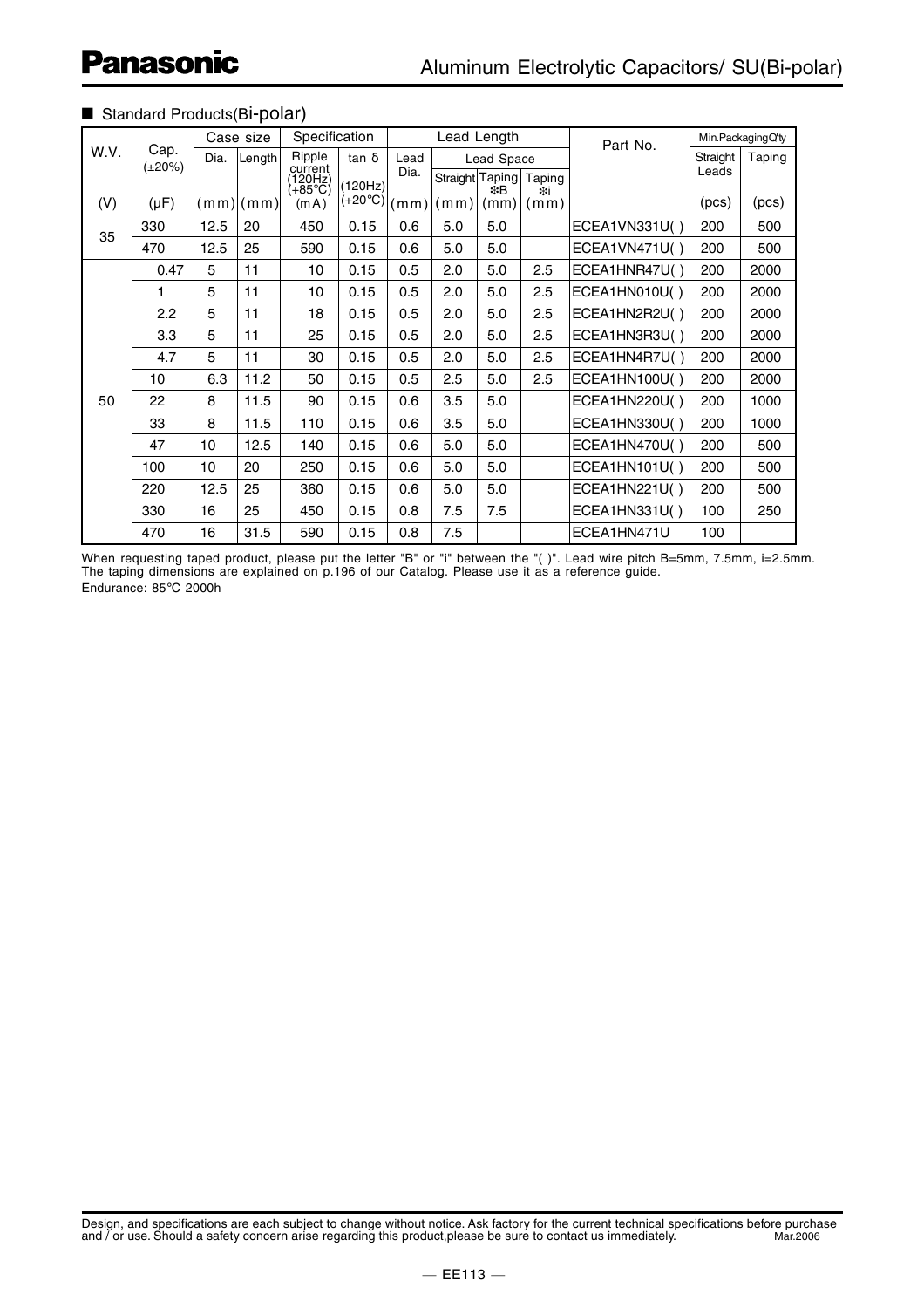## ■ Standard Products(Bi-polar)

| W.V. | Cap. (±20%) | Case size | | Specification | | Lead Length | | | | Part No. | Min.PackagingQ'ty | |
|---|---|---|---|---|---|---|---|---|---|---|---|---|
| | | Dia. | Length | Ripple current (120Hz) (+85°C) | tan δ (120Hz) (+20°C) | Lead Dia. | Lead Space | | | | Straight Leads | Taping |
| | | | | | | | Straight | Taping ❇B | Taping ❇i | | | |
| (V) | (μF) | (mm) | (mm) | (mA) | | (mm) | (mm) | (mm) | (mm) | | (pcs) | (pcs) |
| 35 | 330 | 12.5 | 20 | 450 | 0.15 | 0.6 | 5.0 | 5.0 | | ECEA1VN331U( ) | 200 | 500 |
| | 470 | 12.5 | 25 | 590 | 0.15 | 0.6 | 5.0 | 5.0 | | ECEA1VN471U( ) | 200 | 500 |
| 50 | 0.47 | 5 | 11 | 10 | 0.15 | 0.5 | 2.0 | 5.0 | 2.5 | ECEA1HNR47U( ) | 200 | 2000 |
| | 1 | 5 | 11 | 10 | 0.15 | 0.5 | 2.0 | 5.0 | 2.5 | ECEA1HN010U( ) | 200 | 2000 |
| | 2.2 | 5 | 11 | 18 | 0.15 | 0.5 | 2.0 | 5.0 | 2.5 | ECEA1HN2R2U( ) | 200 | 2000 |
| | 3.3 | 5 | 11 | 25 | 0.15 | 0.5 | 2.0 | 5.0 | 2.5 | ECEA1HN3R3U( ) | 200 | 2000 |
| | 4.7 | 5 | 11 | 30 | 0.15 | 0.5 | 2.0 | 5.0 | 2.5 | ECEA1HN4R7U( ) | 200 | 2000 |
| | 10 | 6.3 | 11.2 | 50 | 0.15 | 0.5 | 2.5 | 5.0 | 2.5 | ECEA1HN100U( ) | 200 | 2000 |
| | 22 | 8 | 11.5 | 90 | 0.15 | 0.6 | 3.5 | 5.0 | | ECEA1HN220U( ) | 200 | 1000 |
| | 33 | 8 | 11.5 | 110 | 0.15 | 0.6 | 3.5 | 5.0 | | ECEA1HN330U( ) | 200 | 1000 |
| | 47 | 10 | 12.5 | 140 | 0.15 | 0.6 | 5.0 | 5.0 | | ECEA1HN470U( ) | 200 | 500 |
| | 100 | 10 | 20 | 250 | 0.15 | 0.6 | 5.0 | 5.0 | | ECEA1HN101U( ) | 200 | 500 |
| | 220 | 12.5 | 25 | 360 | 0.15 | 0.6 | 5.0 | 5.0 | | ECEA1HN221U( ) | 200 | 500 |
| | 330 | 16 | 25 | 450 | 0.15 | 0.8 | 7.5 | 7.5 | | ECEA1HN331U( ) | 100 | 250 |
| | 470 | 16 | 31.5 | 590 | 0.15 | 0.8 | 7.5 | | | ECEA1HN471U | 100 | |

When requesting taped product, please put the letter "B" or "i" between the "( )". Lead wire pitch B=5mm, 7.5mm, i=2.5mm.
The taping dimensions are explained on p.196 of our Catalog. Please use it as a reference guide.
Endurance: 85°C 2000h

Design, and specifications are each subject to change without notice. Ask factory for the current technical specifications before purchase and / or use. Should a safety concern arise regarding this product,please be sure to contact us immediately. Mar.2006